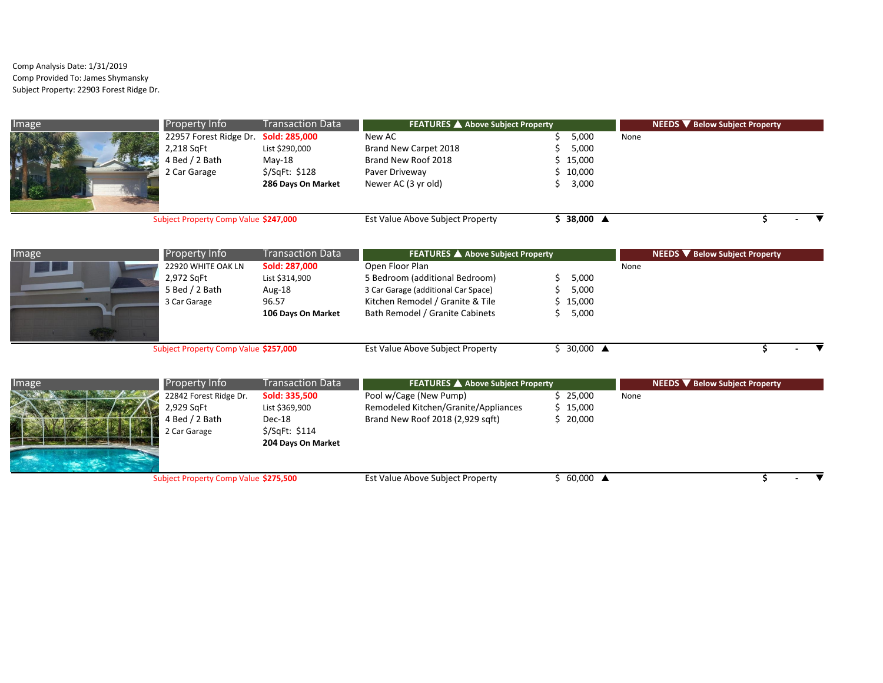Comp Analysis Date: 1/31/2019
Comp Provided To: James Shymansky
Subject Property: 22903 Forest Ridge Dr.

| Image | Property Info | Transaction Data | FEATURES ▲ Above Subject Property | | NEEDS ▼ Below Subject Property | |
|---|---|---|---|---|---|---|
| | 22957 Forest Ridge Dr. | **Sold: 285,000** | New AC | $ 5,000 | None | |
| | 2,218 SqFt | List $290,000 | Brand New Carpet 2018 | $ 5,000 | | |
| | 4 Bed / 2 Bath | May-18 | Brand New Roof 2018 | $ 15,000 | | |
| | 2 Car Garage | $/SqFt: $128 | Paver Driveway | $ 10,000 | | |
| | | **286 Days On Market** | Newer AC (3 yr old) | $ 3,000 | | |
| | Subject Property Comp Value | **$247,000** | Est Value Above Subject Property | **$ 38,000** ▲ | | $ - ▼ |

| Image | Property Info | Transaction Data | FEATURES ▲ Above Subject Property | | NEEDS ▼ Below Subject Property | |
|---|---|---|---|---|---|---|
| | 22920 WHITE OAK LN | **Sold: 287,000** | Open Floor Plan | | None | |
| | 2,972 SqFt | List $314,900 | 5 Bedroom (additional Bedroom) | $ 5,000 | | |
| | 5 Bed / 2 Bath | Aug-18 | 3 Car Garage (additional Car Space) | $ 5,000 | | |
| | 3 Car Garage | 96.57 | Kitchen Remodel / Granite & Tile | $ 15,000 | | |
| | | **106 Days On Market** | Bath Remodel / Granite Cabinets | $ 5,000 | | |
| | Subject Property Comp Value | **$257,000** | Est Value Above Subject Property | $ 30,000 ▲ | | $ - ▼ |

| Image | Property Info | Transaction Data | FEATURES ▲ Above Subject Property | | NEEDS ▼ Below Subject Property | |
|---|---|---|---|---|---|---|
| | 22842 Forest Ridge Dr. | **Sold: 335,500** | Pool w/Cage (New Pump) | $ 25,000 | None | |
| | 2,929 SqFt | List $369,900 | Remodeled Kitchen/Granite/Appliances | $ 15,000 | | |
| | 4 Bed / 2 Bath | Dec-18 | Brand New Roof 2018 (2,929 sqft) | $ 20,000 | | |
| | 2 Car Garage | $/SqFt: $114 | | | | |
| | | **204 Days On Market** | | | | |
| | Subject Property Comp Value | **$275,500** | Est Value Above Subject Property | $ 60,000 ▲ | | $ - ▼ |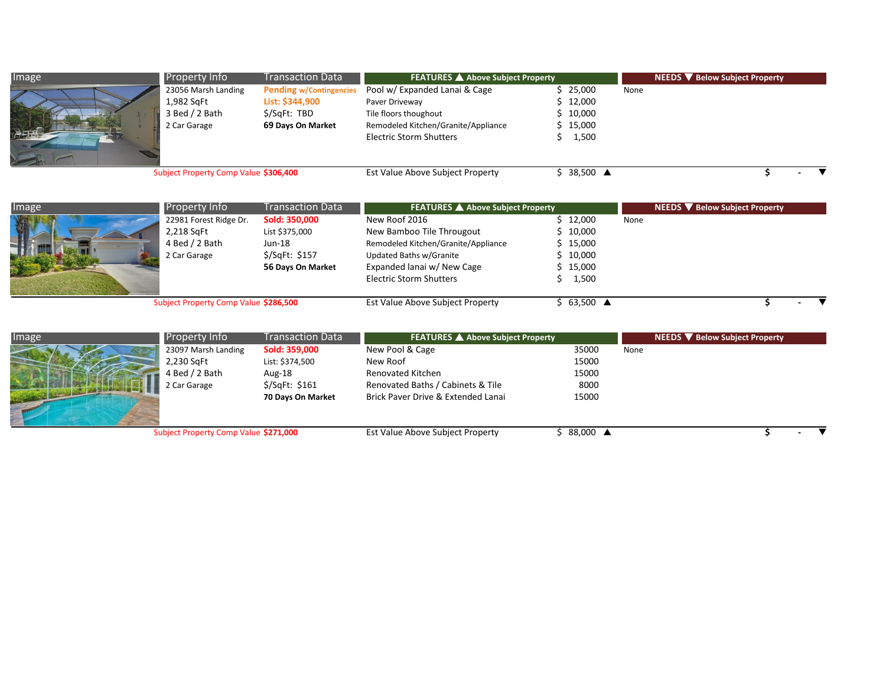| Image | Property Info | Transaction Data | FEATURES ▲ Above Subject Property | | NEEDS ▼ Below Subject Property | |
|---|---|---|---|---|---|---|
| | 23056 Marsh Landing | Pending w/Contingencies | Pool w/ Expanded Lanai & Cage | $ 25,000 | None | |
| | 1,982 SqFt | List: $344,900 | Paver Driveway | $ 12,000 | | |
| | 3 Bed / 2 Bath | $/SqFt: TBD | Tile floors thoughout | $ 10,000 | | |
| | 2 Car Garage | **69 Days On Market** | Remodeled Kitchen/Granite/Appliance | $ 15,000 | | |
| | | | Electric Storm Shutters | $ 1,500 | | |
| | Subject Property Comp Value | **$306,400** | Est Value Above Subject Property | $ 38,500 ▲ | | $ - ▼ |

| Image | Property Info | Transaction Data | FEATURES ▲ Above Subject Property | | NEEDS ▼ Below Subject Property | |
|---|---|---|---|---|---|---|
| | 22981 Forest Ridge Dr. | **Sold: 350,000** | New Roof 2016 | $ 12,000 | None | |
| | 2,218 SqFt | List $375,000 | New Bamboo Tile Througout | $ 10,000 | | |
| | 4 Bed / 2 Bath | Jun-18 | Remodeled Kitchen/Granite/Appliance | $ 15,000 | | |
| | 2 Car Garage | $/SqFt: $157 | Updated Baths w/Granite | $ 10,000 | | |
| | | **56 Days On Market** | Expanded lanai w/ New Cage | $ 15,000 | | |
| | | | Electric Storm Shutters | $ 1,500 | | |
| | Subject Property Comp Value | **$286,500** | Est Value Above Subject Property | $ 63,500 ▲ | | $ - ▼ |

| Image | Property Info | Transaction Data | FEATURES ▲ Above Subject Property | | NEEDS ▼ Below Subject Property | |
|---|---|---|---|---|---|---|
| | 23097 Marsh Landing | **Sold: 359,000** | New Pool & Cage | 35000 | None | |
| | 2,230 SqFt | List: $374,500 | New Roof | 15000 | | |
| | 4 Bed / 2 Bath | Aug-18 | Renovated Kitchen | 15000 | | |
| | 2 Car Garage | $/SqFt: $161 | Renovated Baths / Cabinets & Tile | 8000 | | |
| | | **70 Days On Market** | Brick Paver Drive & Extended Lanai | 15000 | | |
| | Subject Property Comp Value | **$271,000** | Est Value Above Subject Property | $ 88,000 ▲ | | $ - ▼ |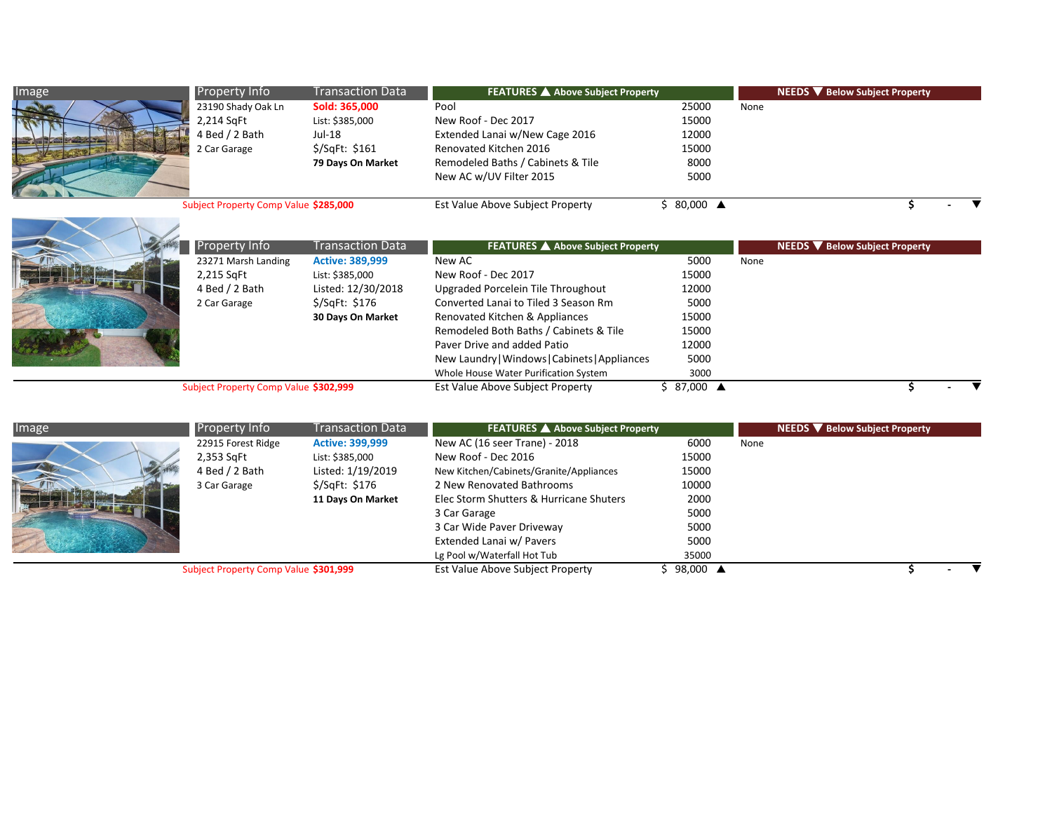| Image | Property Info | Transaction Data | FEATURES ▲ Above Subject Property | | NEEDS ▼ Below Subject Property | |
|---|---|---|---|---|---|---|
| | 23190 Shady Oak Ln | **Sold: 365,000** | Pool | 25000 | None | |
| | 2,214 SqFt | List: $385,000 | New Roof - Dec 2017 | 15000 | | |
| | 4 Bed / 2 Bath | Jul-18 | Extended Lanai w/New Cage 2016 | 12000 | | |
| | 2 Car Garage | $/SqFt: $161 | Renovated Kitchen 2016 | 15000 | | |
| | | **79 Days On Market** | Remodeled Baths / Cabinets & Tile | 8000 | | |
| | | | New AC w/UV Filter 2015 | 5000 | | |
| | Subject Property Comp Value | **$285,000** | Est Value Above Subject Property | $ 80,000 ▲ | | $ - ▼ |

| Image | Property Info | Transaction Data | FEATURES ▲ Above Subject Property | | NEEDS ▼ Below Subject Property | |
|---|---|---|---|---|---|---|
| | 23271 Marsh Landing | **Active: 389,999** | New AC | 5000 | None | |
| | 2,215 SqFt | List: $385,000 | New Roof - Dec 2017 | 15000 | | |
| | 4 Bed / 2 Bath | Listed: 12/30/2018 | Upgraded Porcelein Tile Throughout | 12000 | | |
| | 2 Car Garage | $/SqFt: $176 | Converted Lanai to Tiled 3 Season Rm | 5000 | | |
| | | **30 Days On Market** | Renovated Kitchen & Appliances | 15000 | | |
| | | | Remodeled Both Baths / Cabinets & Tile | 15000 | | |
| | | | Paver Drive and added Patio | 12000 | | |
| | | | New Laundry\|Windows\|Cabinets\|Appliances | 5000 | | |
| | | | Whole House Water Purification System | 3000 | | |
| | Subject Property Comp Value | **$302,999** | Est Value Above Subject Property | $ 87,000 ▲ | | $ - ▼ |

| Image | Property Info | Transaction Data | FEATURES ▲ Above Subject Property | | NEEDS ▼ Below Subject Property | |
|---|---|---|---|---|---|---|
| | 22915 Forest Ridge | **Active: 399,999** | New AC (16 seer Trane) - 2018 | 6000 | None | |
| | 2,353 SqFt | List: $385,000 | New Roof - Dec 2016 | 15000 | | |
| | 4 Bed / 2 Bath | Listed: 1/19/2019 | New Kitchen/Cabinets/Granite/Appliances | 15000 | | |
| | 3 Car Garage | $/SqFt: $176 | 2 New Renovated Bathrooms | 10000 | | |
| | | **11 Days On Market** | Elec Storm Shutters & Hurricane Shuters | 2000 | | |
| | | | 3 Car Garage | 5000 | | |
| | | | 3 Car Wide Paver Driveway | 5000 | | |
| | | | Extended Lanai w/ Pavers | 5000 | | |
| | | | Lg Pool w/Waterfall Hot Tub | 35000 | | |
| | Subject Property Comp Value | **$301,999** | Est Value Above Subject Property | $ 98,000 ▲ | | $ - ▼ |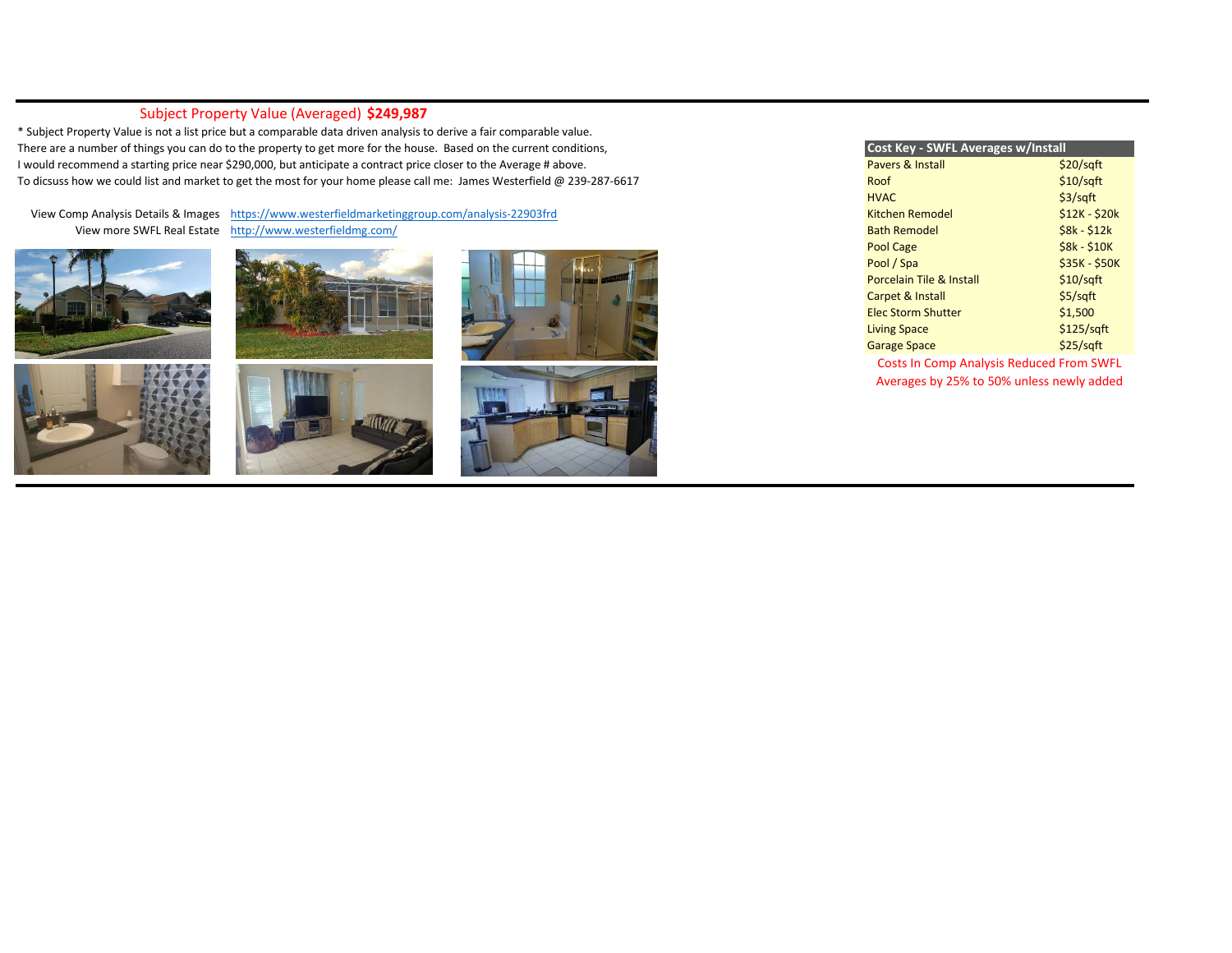Subject Property Value (Averaged) **$249,987**

* Subject Property Value is not a list price but a comparable data driven analysis to derive a fair comparable value.
There are a number of things you can do to the property to get more for the house. Based on the current conditions,
I would recommend a starting price near $290,000, but anticipate a contract price closer to the Average # above.
To dicsuss how we could list and market to get the most for your home please call me: James Westerfield @ 239-287-6617

View Comp Analysis Details & Images https://www.westerfieldmarketinggroup.com/analysis-22903frd
View more SWFL Real Estate http://www.westerfieldmg.com/

| Cost Key - SWFL Averages w/Install | |
|---|---|
| Pavers & Install | $20/sqft |
| Roof | $10/sqft |
| HVAC | $3/sqft |
| Kitchen Remodel | $12K - $20k |
| Bath Remodel | $8k - $12k |
| Pool Cage | $8k - $10K |
| Pool / Spa | $35K - $50K |
| Porcelain Tile & Install | $10/sqft |
| Carpet & Install | $5/sqft |
| Elec Storm Shutter | $1,500 |
| Living Space | $125/sqft |
| Garage Space | $25/sqft |

Costs In Comp Analysis Reduced From SWFL Averages by 25% to 50% unless newly added